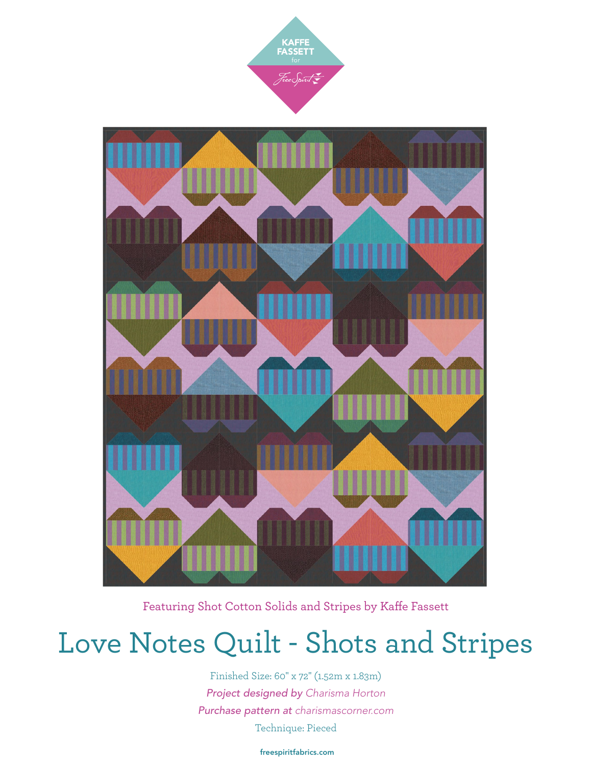KAFFE FASSETT for FreeSpirit

Featuring Shot Cotton Solids and Stripes by Kaffe Fassett

# Love Notes Quilt - Shots and Stripes

Finished Size: 60" x 72" (1.52m x 1.83m)

*Project designed by* Charisma Horton

*Purchase pattern at* charismascorner.com

Technique: Pieced

**freespiritfabrics.com**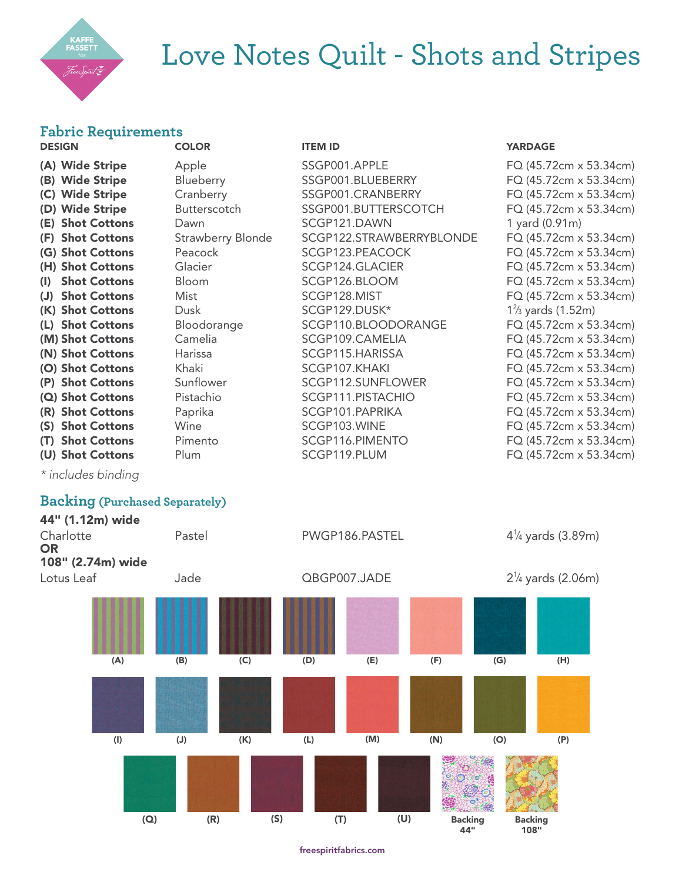# Love Notes Quilt - Shots and Stripes

## Fabric Requirements

| DESIGN | COLOR | ITEM ID | YARDAGE |
|---|---|---|---|
| **(A) Wide Stripe** | Apple | SSGP001.APPLE | FQ (45.72cm x 53.34cm) |
| **(B) Wide Stripe** | Blueberry | SSGP001.BLUEBERRY | FQ (45.72cm x 53.34cm) |
| **(C) Wide Stripe** | Cranberry | SSGP001.CRANBERRY | FQ (45.72cm x 53.34cm) |
| **(D) Wide Stripe** | Butterscotch | SSGP001.BUTTERSCOTCH | FQ (45.72cm x 53.34cm) |
| **(E) Shot Cottons** | Dawn | SCGP121.DAWN | 1 yard (0.91m) |
| **(F) Shot Cottons** | Strawberry Blonde | SCGP122.STRAWBERRYBLONDE | FQ (45.72cm x 53.34cm) |
| **(G) Shot Cottons** | Peacock | SCGP123.PEACOCK | FQ (45.72cm x 53.34cm) |
| **(H) Shot Cottons** | Glacier | SCGP124.GLACIER | FQ (45.72cm x 53.34cm) |
| **(I) Shot Cottons** | Bloom | SCGP126.BLOOM | FQ (45.72cm x 53.34cm) |
| **(J) Shot Cottons** | Mist | SCGP128.MIST | FQ (45.72cm x 53.34cm) |
| **(K) Shot Cottons** | Dusk | SCGP129.DUSK* | 1⅔ yards (1.52m) |
| **(L) Shot Cottons** | Bloodorange | SCGP110.BLOODORANGE | FQ (45.72cm x 53.34cm) |
| **(M) Shot Cottons** | Camelia | SCGP109.CAMELIA | FQ (45.72cm x 53.34cm) |
| **(N) Shot Cottons** | Harissa | SCGP115.HARISSA | FQ (45.72cm x 53.34cm) |
| **(O) Shot Cottons** | Khaki | SCGP107.KHAKI | FQ (45.72cm x 53.34cm) |
| **(P) Shot Cottons** | Sunflower | SCGP112.SUNFLOWER | FQ (45.72cm x 53.34cm) |
| **(Q) Shot Cottons** | Pistachio | SCGP111.PISTACHIO | FQ (45.72cm x 53.34cm) |
| **(R) Shot Cottons** | Paprika | SCGP101.PAPRIKA | FQ (45.72cm x 53.34cm) |
| **(S) Shot Cottons** | Wine | SCGP103.WINE | FQ (45.72cm x 53.34cm) |
| **(T) Shot Cottons** | Pimento | SCGP116.PIMENTO | FQ (45.72cm x 53.34cm) |
| **(U) Shot Cottons** | Plum | SCGP119.PLUM | FQ (45.72cm x 53.34cm) |

*\* includes binding*

## Backing (Purchased Separately)

**44" (1.12m) wide**

| | | | |
|---|---|---|---|
| Charlotte | Pastel | PWGP186.PASTEL | 4¼ yards (3.89m) |

**OR**

**108" (2.74m) wide**

| | | | |
|---|---|---|---|
| Lotus Leaf | Jade | QBGP007.JADE | 2¼ yards (2.06m) |

(A) (B) (C) (D) (E) (F) (G) (H)

(I) (J) (K) (L) (M) (N) (O) (P)

(Q) (R) (S) (T) (U) Backing 44" Backing 108"

freespiritfabrics.com